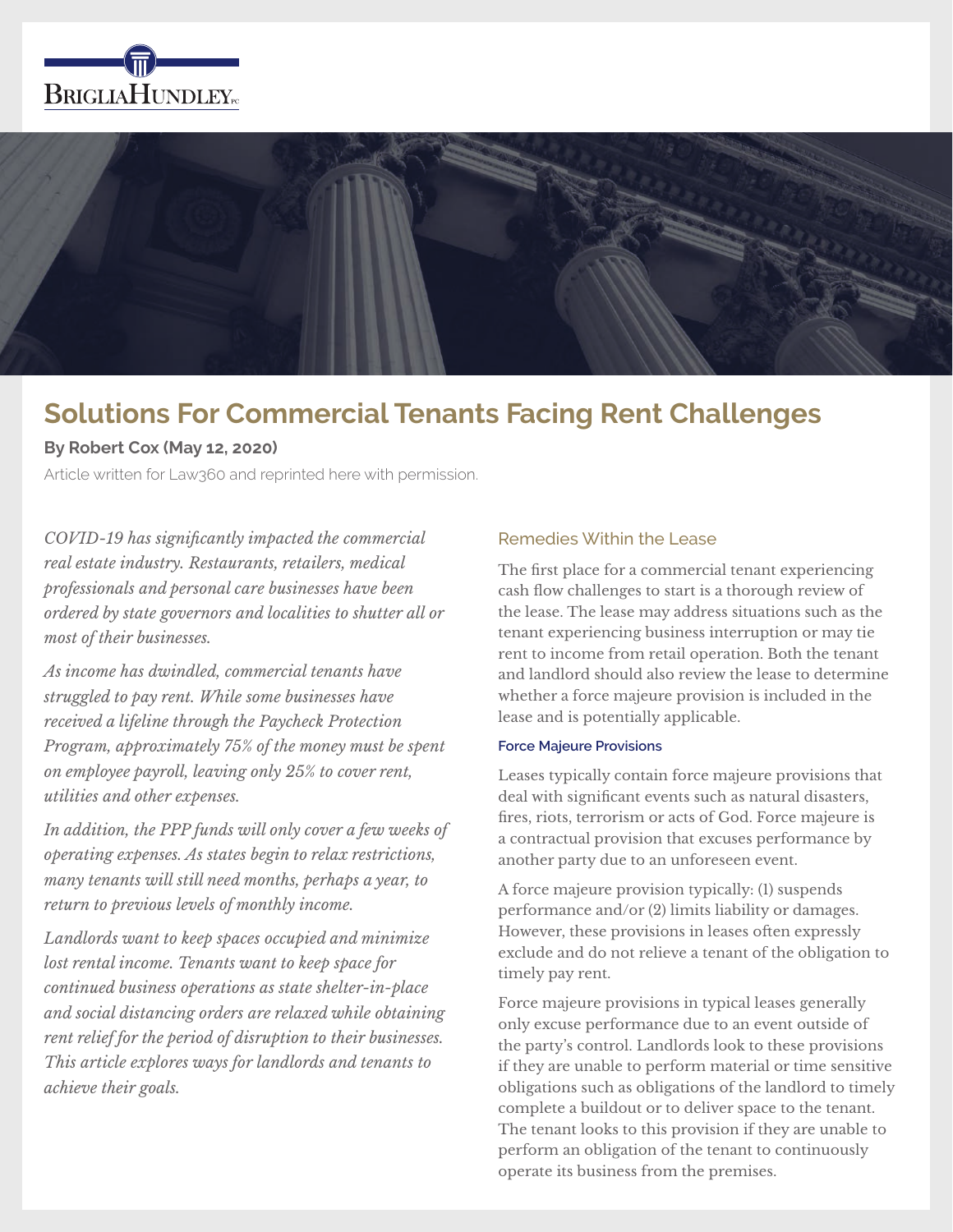BRIGLIAHUNDLEY PC

# Solutions For Commercial Tenants Facing Rent Challenges

**By Robert Cox (May 12, 2020)**

Article written for Law360 and reprinted here with permission.

*COVID-19 has significantly impacted the commercial real estate industry. Restaurants, retailers, medical professionals and personal care businesses have been ordered by state governors and localities to shutter all or most of their businesses.*

*As income has dwindled, commercial tenants have struggled to pay rent. While some businesses have received a lifeline through the Paycheck Protection Program, approximately 75% of the money must be spent on employee payroll, leaving only 25% to cover rent, utilities and other expenses.*

*In addition, the PPP funds will only cover a few weeks of operating expenses. As states begin to relax restrictions, many tenants will still need months, perhaps a year, to return to previous levels of monthly income.*

*Landlords want to keep spaces occupied and minimize lost rental income. Tenants want to keep space for continued business operations as state shelter-in-place and social distancing orders are relaxed while obtaining rent relief for the period of disruption to their businesses. This article explores ways for landlords and tenants to achieve their goals.*

## Remedies Within the Lease

The first place for a commercial tenant experiencing cash flow challenges to start is a thorough review of the lease. The lease may address situations such as the tenant experiencing business interruption or may tie rent to income from retail operation. Both the tenant and landlord should also review the lease to determine whether a force majeure provision is included in the lease and is potentially applicable.

### Force Majeure Provisions

Leases typically contain force majeure provisions that deal with significant events such as natural disasters, fires, riots, terrorism or acts of God. Force majeure is a contractual provision that excuses performance by another party due to an unforeseen event.

A force majeure provision typically: (1) suspends performance and/or (2) limits liability or damages. However, these provisions in leases often expressly exclude and do not relieve a tenant of the obligation to timely pay rent.

Force majeure provisions in typical leases generally only excuse performance due to an event outside of the party's control. Landlords look to these provisions if they are unable to perform material or time sensitive obligations such as obligations of the landlord to timely complete a buildout or to deliver space to the tenant. The tenant looks to this provision if they are unable to perform an obligation of the tenant to continuously operate its business from the premises.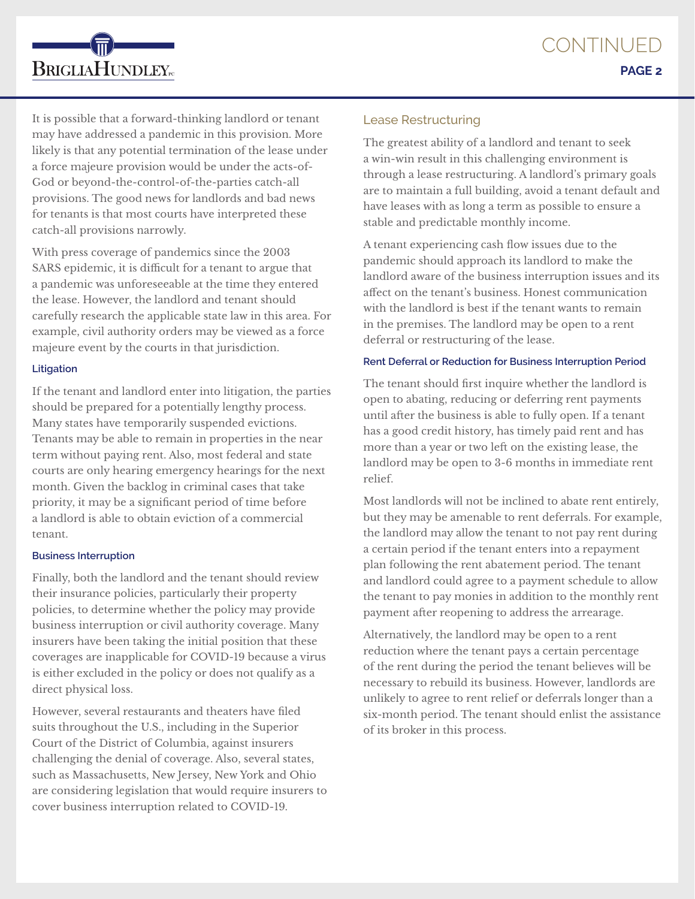It is possible that a forward-thinking landlord or tenant may have addressed a pandemic in this provision. More likely is that any potential termination of the lease under a force majeure provision would be under the acts-of-God or beyond-the-control-of-the-parties catch-all provisions. The good news for landlords and bad news for tenants is that most courts have interpreted these catch-all provisions narrowly.

With press coverage of pandemics since the 2003 SARS epidemic, it is difficult for a tenant to argue that a pandemic was unforeseeable at the time they entered the lease. However, the landlord and tenant should carefully research the applicable state law in this area. For example, civil authority orders may be viewed as a force majeure event by the courts in that jurisdiction.

#### Litigation

If the tenant and landlord enter into litigation, the parties should be prepared for a potentially lengthy process. Many states have temporarily suspended evictions. Tenants may be able to remain in properties in the near term without paying rent. Also, most federal and state courts are only hearing emergency hearings for the next month. Given the backlog in criminal cases that take priority, it may be a significant period of time before a landlord is able to obtain eviction of a commercial tenant.

#### Business Interruption

Finally, both the landlord and the tenant should review their insurance policies, particularly their property policies, to determine whether the policy may provide business interruption or civil authority coverage. Many insurers have been taking the initial position that these coverages are inapplicable for COVID-19 because a virus is either excluded in the policy or does not qualify as a direct physical loss.

However, several restaurants and theaters have filed suits throughout the U.S., including in the Superior Court of the District of Columbia, against insurers challenging the denial of coverage. Also, several states, such as Massachusetts, New Jersey, New York and Ohio are considering legislation that would require insurers to cover business interruption related to COVID-19.

### Lease Restructuring

The greatest ability of a landlord and tenant to seek a win-win result in this challenging environment is through a lease restructuring. A landlord's primary goals are to maintain a full building, avoid a tenant default and have leases with as long a term as possible to ensure a stable and predictable monthly income.

A tenant experiencing cash flow issues due to the pandemic should approach its landlord to make the landlord aware of the business interruption issues and its affect on the tenant's business. Honest communication with the landlord is best if the tenant wants to remain in the premises. The landlord may be open to a rent deferral or restructuring of the lease.

#### Rent Deferral or Reduction for Business Interruption Period

The tenant should first inquire whether the landlord is open to abating, reducing or deferring rent payments until after the business is able to fully open. If a tenant has a good credit history, has timely paid rent and has more than a year or two left on the existing lease, the landlord may be open to 3-6 months in immediate rent relief.

Most landlords will not be inclined to abate rent entirely, but they may be amenable to rent deferrals. For example, the landlord may allow the tenant to not pay rent during a certain period if the tenant enters into a repayment plan following the rent abatement period. The tenant and landlord could agree to a payment schedule to allow the tenant to pay monies in addition to the monthly rent payment after reopening to address the arrearage.

Alternatively, the landlord may be open to a rent reduction where the tenant pays a certain percentage of the rent during the period the tenant believes will be necessary to rebuild its business. However, landlords are unlikely to agree to rent relief or deferrals longer than a six-month period. The tenant should enlist the assistance of its broker in this process.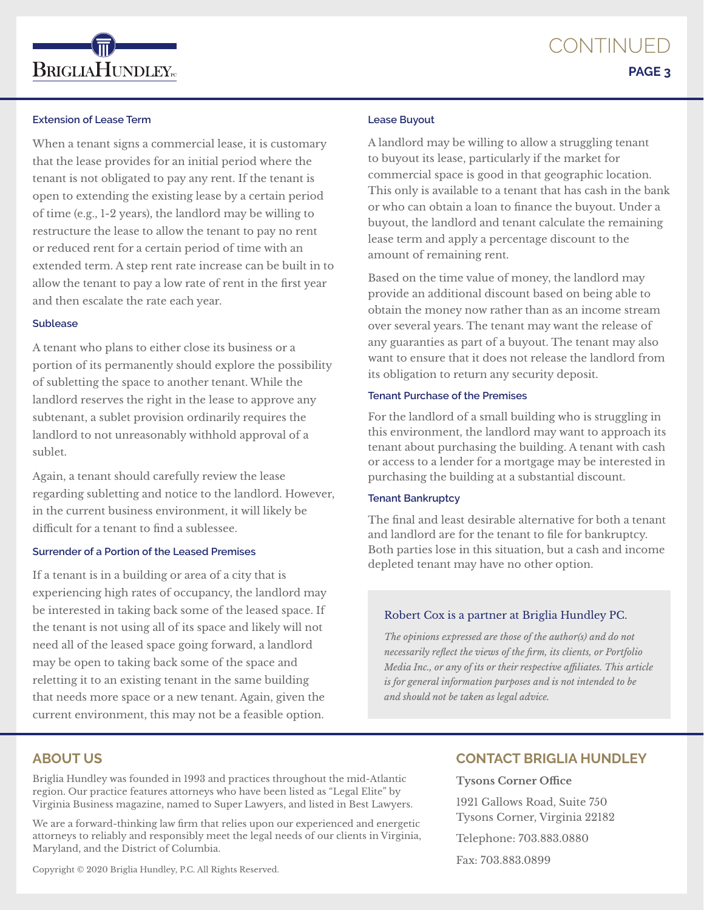### Extension of Lease Term

When a tenant signs a commercial lease, it is customary that the lease provides for an initial period where the tenant is not obligated to pay any rent. If the tenant is open to extending the existing lease by a certain period of time (e.g., 1-2 years), the landlord may be willing to restructure the lease to allow the tenant to pay no rent or reduced rent for a certain period of time with an extended term. A step rent rate increase can be built in to allow the tenant to pay a low rate of rent in the first year and then escalate the rate each year.

### Sublease

A tenant who plans to either close its business or a portion of its permanently should explore the possibility of subletting the space to another tenant. While the landlord reserves the right in the lease to approve any subtenant, a sublet provision ordinarily requires the landlord to not unreasonably withhold approval of a sublet.

Again, a tenant should carefully review the lease regarding subletting and notice to the landlord. However, in the current business environment, it will likely be difficult for a tenant to find a sublessee.

### Surrender of a Portion of the Leased Premises

If a tenant is in a building or area of a city that is experiencing high rates of occupancy, the landlord may be interested in taking back some of the leased space. If the tenant is not using all of its space and likely will not need all of the leased space going forward, a landlord may be open to taking back some of the space and reletting it to an existing tenant in the same building that needs more space or a new tenant. Again, given the current environment, this may not be a feasible option.

### Lease Buyout

A landlord may be willing to allow a struggling tenant to buyout its lease, particularly if the market for commercial space is good in that geographic location. This only is available to a tenant that has cash in the bank or who can obtain a loan to finance the buyout. Under a buyout, the landlord and tenant calculate the remaining lease term and apply a percentage discount to the amount of remaining rent.

Based on the time value of money, the landlord may provide an additional discount based on being able to obtain the money now rather than as an income stream over several years. The tenant may want the release of any guaranties as part of a buyout. The tenant may also want to ensure that it does not release the landlord from its obligation to return any security deposit.

### Tenant Purchase of the Premises

For the landlord of a small building who is struggling in this environment, the landlord may want to approach its tenant about purchasing the building. A tenant with cash or access to a lender for a mortgage may be interested in purchasing the building at a substantial discount.

### Tenant Bankruptcy

The final and least desirable alternative for both a tenant and landlord are for the tenant to file for bankruptcy. Both parties lose in this situation, but a cash and income depleted tenant may have no other option.

Robert Cox is a partner at Briglia Hundley PC.

*The opinions expressed are those of the author(s) and do not necessarily reflect the views of the firm, its clients, or Portfolio Media Inc., or any of its or their respective affiliates. This article is for general information purposes and is not intended to be and should not be taken as legal advice.*

## ABOUT US

Briglia Hundley was founded in 1993 and practices throughout the mid-Atlantic region. Our practice features attorneys who have been listed as "Legal Elite" by Virginia Business magazine, named to Super Lawyers, and listed in Best Lawyers.

We are a forward-thinking law firm that relies upon our experienced and energetic attorneys to reliably and responsibly meet the legal needs of our clients in Virginia, Maryland, and the District of Columbia.

Copyright © 2020 Briglia Hundley, P.C. All Rights Reserved.

## CONTACT BRIGLIA HUNDLEY

**Tysons Corner Office**

1921 Gallows Road, Suite 750
Tysons Corner, Virginia 22182

Telephone: 703.883.0880

Fax: 703.883.0899